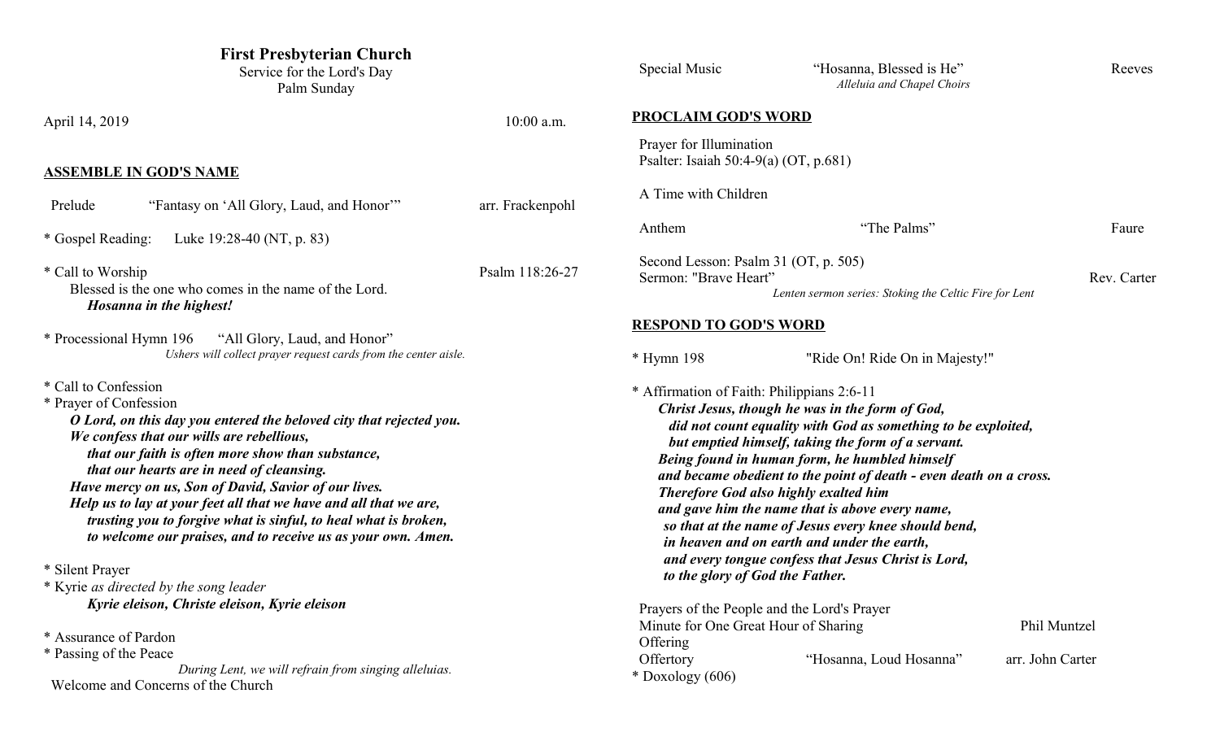# First Presbyterian Church

Service for the Lord's Day
Palm Sunday

April 14, 2019 10:00 a.m.

## ASSEMBLE IN GOD'S NAME

Prelude "Fantasy on 'All Glory, Laud, and Honor'" arr. Frackenpohl

* Gospel Reading: Luke 19:28-40 (NT, p. 83)

* Call to Worship Psalm 118:26-27
 Blessed is the one who comes in the name of the Lord.
 ***Hosanna in the highest!***

* Processional Hymn 196 "All Glory, Laud, and Honor"
 *Ushers will collect prayer request cards from the center aisle.*

* Call to Confession
* Prayer of Confession
 ***O Lord, on this day you entered the beloved city that rejected you.***
 ***We confess that our wills are rebellious,***
 ***that our faith is often more show than substance,***
 ***that our hearts are in need of cleansing.***
 ***Have mercy on us, Son of David, Savior of our lives.***
 ***Help us to lay at your feet all that we have and all that we are,***
 ***trusting you to forgive what is sinful, to heal what is broken,***
 ***to welcome our praises, and to receive us as your own. Amen.***

* Silent Prayer
* Kyrie *as directed by the song leader*
 ***Kyrie eleison, Christe eleison, Kyrie eleison***

* Assurance of Pardon
* Passing of the Peace
 *During Lent, we will refrain from singing alleluias.*

Welcome and Concerns of the Church

Special Music "Hosanna, Blessed is He" Reeves
 *Alleluia and Chapel Choirs*

## PROCLAIM GOD'S WORD

Prayer for Illumination
Psalter: Isaiah 50:4-9(a) (OT, p.681)

A Time with Children

Anthem "The Palms" Faure

Second Lesson: Psalm 31 (OT, p. 505)
Sermon: "Brave Heart" Rev. Carter
 *Lenten sermon series: Stoking the Celtic Fire for Lent*

## RESPOND TO GOD'S WORD

* Hymn 198 "Ride On! Ride On in Majesty!"

* Affirmation of Faith: Philippians 2:6-11
 ***Christ Jesus, though he was in the form of God,***
 ***did not count equality with God as something to be exploited,***
 ***but emptied himself, taking the form of a servant.***
 ***Being found in human form, he humbled himself***
 ***and became obedient to the point of death - even death on a cross.***
 ***Therefore God also highly exalted him***
 ***and gave him the name that is above every name,***
 ***so that at the name of Jesus every knee should bend,***
 ***in heaven and on earth and under the earth,***
 ***and every tongue confess that Jesus Christ is Lord,***
 ***to the glory of God the Father.***

Prayers of the People and the Lord's Prayer
Minute for One Great Hour of Sharing Phil Muntzel
Offering
Offertory "Hosanna, Loud Hosanna" arr. John Carter
* Doxology (606)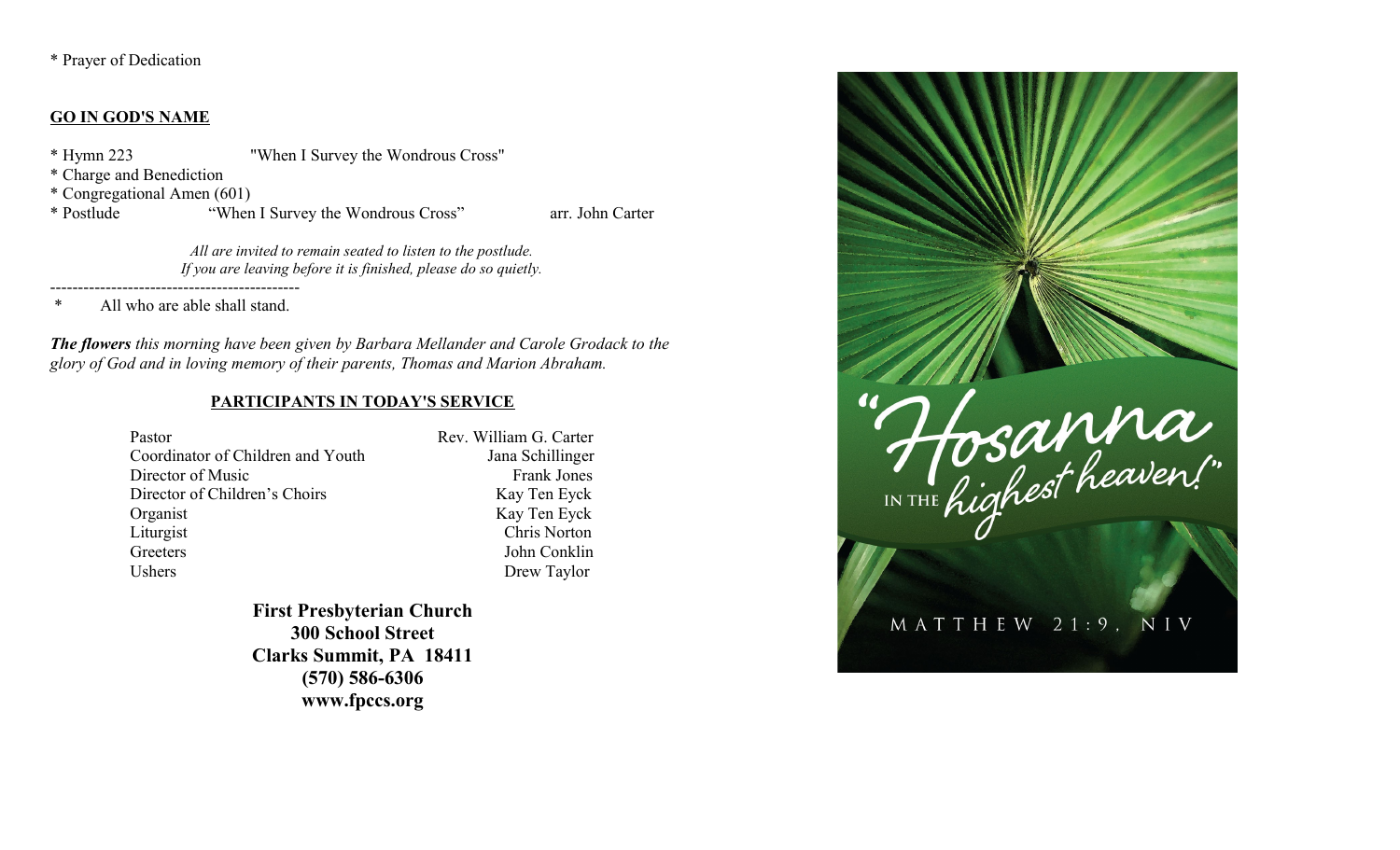* Prayer of Dedication

**GO IN GOD'S NAME**

* Hymn 223 "When I Survey the Wondrous Cross"
* Charge and Benediction
* Congregational Amen (601)
* Postlude "When I Survey the Wondrous Cross" arr. John Carter

*All are invited to remain seated to listen to the postlude.*
*If you are leaving before it is finished, please do so quietly.*

---

\* All who are able shall stand.

***The flowers*** *this morning have been given by Barbara Mellander and Carole Grodack to the glory of God and in loving memory of their parents, Thomas and Marion Abraham.*

**PARTICIPANTS IN TODAY'S SERVICE**

| | |
|---|---|
| Pastor | Rev. William G. Carter |
| Coordinator of Children and Youth | Jana Schillinger |
| Director of Music | Frank Jones |
| Director of Children's Choirs | Kay Ten Eyck |
| Organist | Kay Ten Eyck |
| Liturgist | Chris Norton |
| Greeters | John Conklin |
| Ushers | Drew Taylor |

**First Presbyterian Church**
**300 School Street**
**Clarks Summit, PA 18411**
**(570) 586-6306**
**www.fpccs.org**

"Hosanna in the highest heaven!"

MATTHEW 21:9, NIV